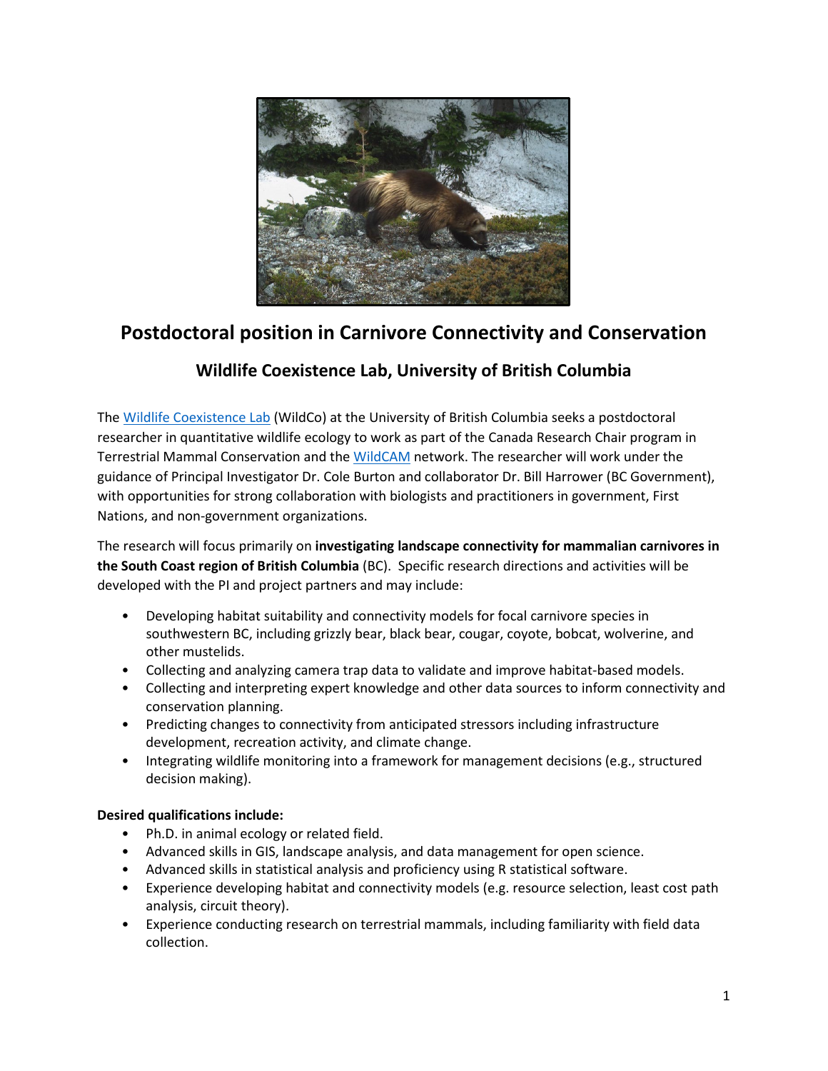# Postdoctoral position in Carnivore Connectivity and Conservation

## Wildlife Coexistence Lab, University of British Columbia

The Wildlife Coexistence Lab (WildCo) at the University of British Columbia seeks a postdoctoral researcher in quantitative wildlife ecology to work as part of the Canada Research Chair program in Terrestrial Mammal Conservation and the WildCAM network. The researcher will work under the guidance of Principal Investigator Dr. Cole Burton and collaborator Dr. Bill Harrower (BC Government), with opportunities for strong collaboration with biologists and practitioners in government, First Nations, and non-government organizations.

The research will focus primarily on **investigating landscape connectivity for mammalian carnivores in the South Coast region of British Columbia** (BC). Specific research directions and activities will be developed with the PI and project partners and may include:

- Developing habitat suitability and connectivity models for focal carnivore species in southwestern BC, including grizzly bear, black bear, cougar, coyote, bobcat, wolverine, and other mustelids.
- Collecting and analyzing camera trap data to validate and improve habitat-based models.
- Collecting and interpreting expert knowledge and other data sources to inform connectivity and conservation planning.
- Predicting changes to connectivity from anticipated stressors including infrastructure development, recreation activity, and climate change.
- Integrating wildlife monitoring into a framework for management decisions (e.g., structured decision making).

**Desired qualifications include:**

- Ph.D. in animal ecology or related field.
- Advanced skills in GIS, landscape analysis, and data management for open science.
- Advanced skills in statistical analysis and proficiency using R statistical software.
- Experience developing habitat and connectivity models (e.g. resource selection, least cost path analysis, circuit theory).
- Experience conducting research on terrestrial mammals, including familiarity with field data collection.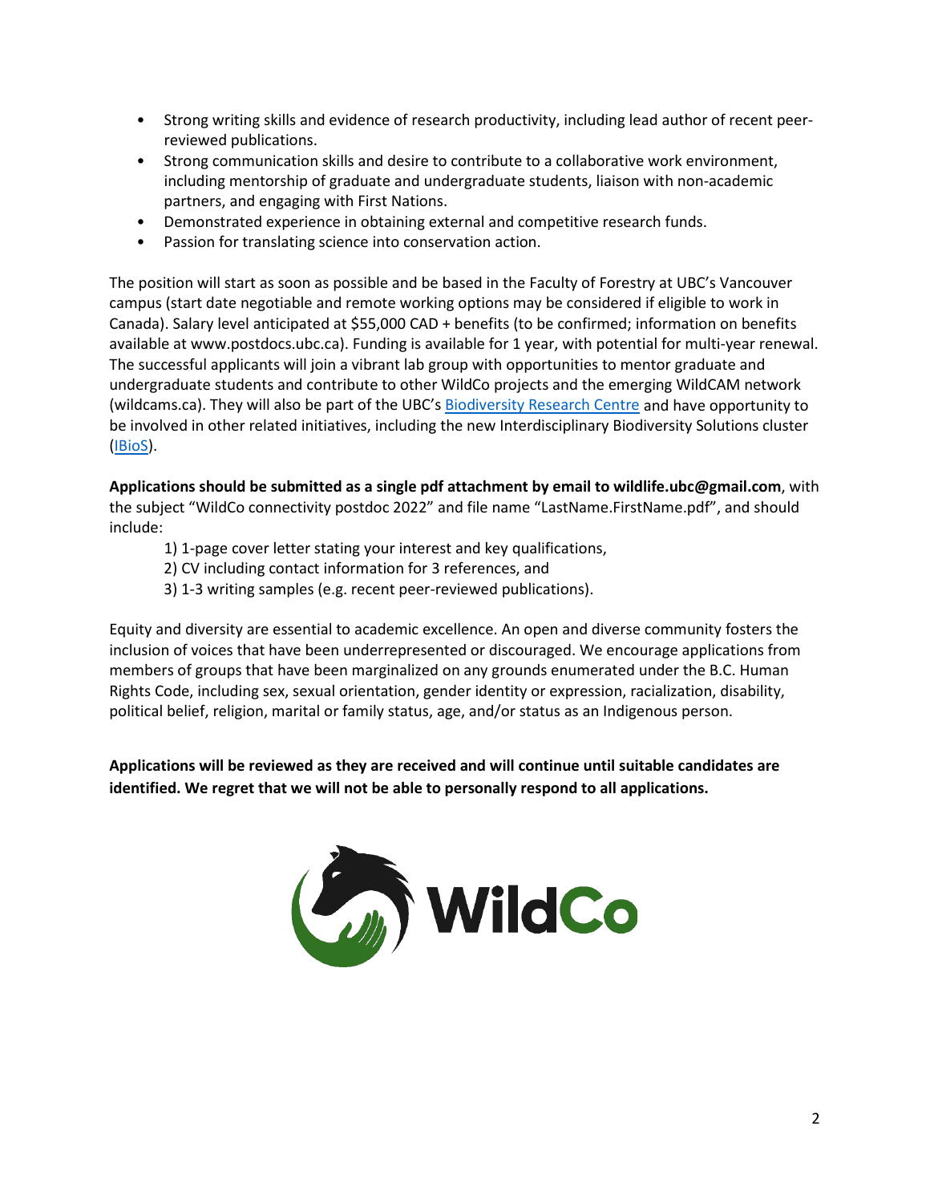- Strong writing skills and evidence of research productivity, including lead author of recent peer-reviewed publications.
- Strong communication skills and desire to contribute to a collaborative work environment, including mentorship of graduate and undergraduate students, liaison with non-academic partners, and engaging with First Nations.
- Demonstrated experience in obtaining external and competitive research funds.
- Passion for translating science into conservation action.

The position will start as soon as possible and be based in the Faculty of Forestry at UBC's Vancouver campus (start date negotiable and remote working options may be considered if eligible to work in Canada). Salary level anticipated at $55,000 CAD + benefits (to be confirmed; information on benefits available at www.postdocs.ubc.ca). Funding is available for 1 year, with potential for multi-year renewal. The successful applicants will join a vibrant lab group with opportunities to mentor graduate and undergraduate students and contribute to other WildCo projects and the emerging WildCAM network (wildcams.ca). They will also be part of the UBC's Biodiversity Research Centre and have opportunity to be involved in other related initiatives, including the new Interdisciplinary Biodiversity Solutions cluster (IBioS).

**Applications should be submitted as a single pdf attachment by email to wildlife.ubc@gmail.com**, with the subject "WildCo connectivity postdoc 2022" and file name "LastName.FirstName.pdf", and should include:

1) 1-page cover letter stating your interest and key qualifications,
2) CV including contact information for 3 references, and
3) 1-3 writing samples (e.g. recent peer-reviewed publications).

Equity and diversity are essential to academic excellence. An open and diverse community fosters the inclusion of voices that have been underrepresented or discouraged. We encourage applications from members of groups that have been marginalized on any grounds enumerated under the B.C. Human Rights Code, including sex, sexual orientation, gender identity or expression, racialization, disability, political belief, religion, marital or family status, age, and/or status as an Indigenous person.

**Applications will be reviewed as they are received and will continue until suitable candidates are identified. We regret that we will not be able to personally respond to all applications.**

WildCo